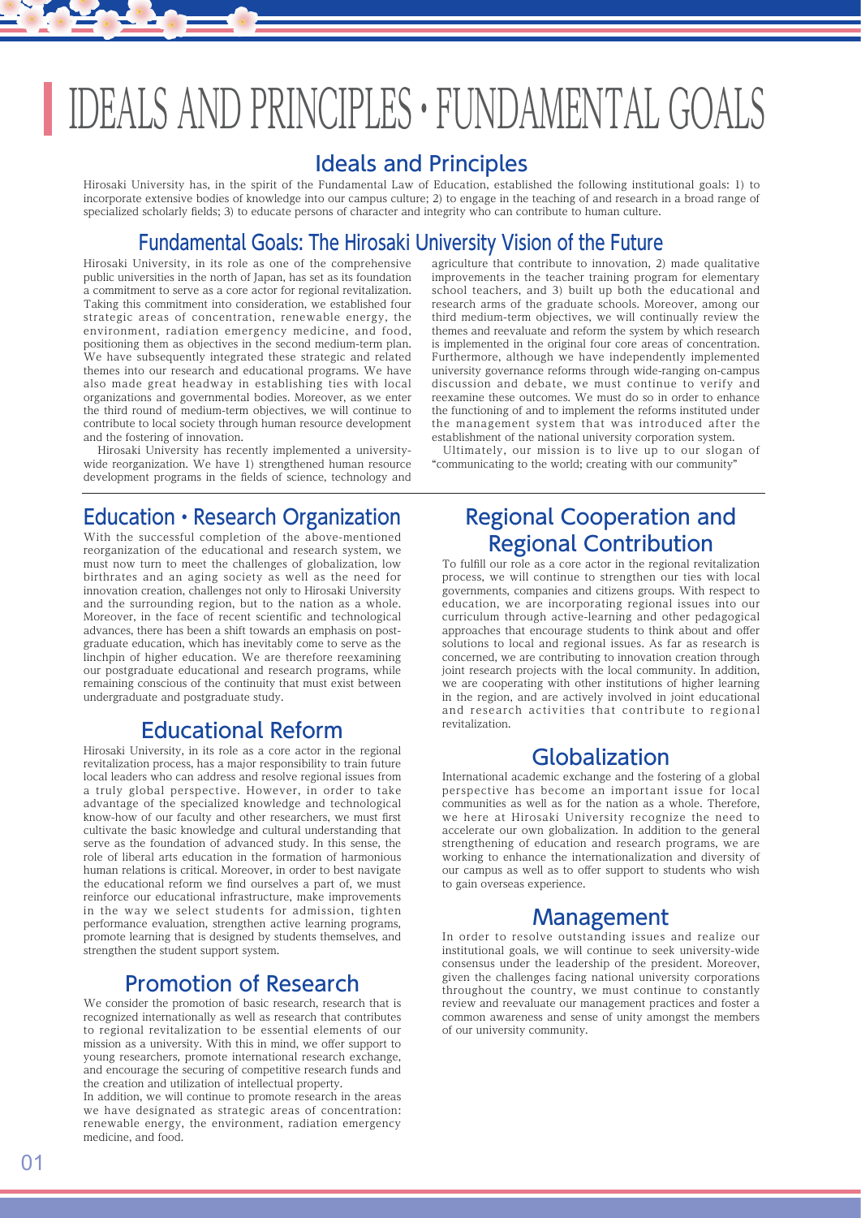# IDEALS AND PRINCIPLES・FUNDAMENTAL GOALS

## Ideals and Principles

Hirosaki University has, in the spirit of the Fundamental Law of Education, established the following institutional goals: 1) to incorporate extensive bodies of knowledge into our campus culture; 2) to engage in the teaching of and research in a broad range of specialized scholarly fields; 3) to educate persons of character and integrity who can contribute to human culture.

## Fundamental Goals: The Hirosaki University Vision of the Future

Hirosaki University, in its role as one of the comprehensive public universities in the north of Japan, has set as its foundation a commitment to serve as a core actor for regional revitalization. Taking this commitment into consideration, we established four strategic areas of concentration, renewable energy, the environment, radiation emergency medicine, and food, positioning them as objectives in the second medium-term plan. We have subsequently integrated these strategic and related themes into our research and educational programs. We have also made great headway in establishing ties with local organizations and governmental bodies. Moreover, as we enter the third round of medium-term objectives, we will continue to contribute to local society through human resource development and the fostering of innovation.

Hirosaki University has recently implemented a university-wide reorganization. We have 1) strengthened human resource development programs in the fields of science, technology and agriculture that contribute to innovation, 2) made qualitative improvements in the teacher training program for elementary school teachers, and 3) built up both the educational and research arms of the graduate schools. Moreover, among our third medium-term objectives, we will continually review the themes and reevaluate and reform the system by which research is implemented in the original four core areas of concentration. Furthermore, although we have independently implemented university governance reforms through wide-ranging on-campus discussion and debate, we must continue to verify and reexamine these outcomes. We must do so in order to enhance the functioning of and to implement the reforms instituted under the management system that was introduced after the establishment of the national university corporation system.

Ultimately, our mission is to live up to our slogan of "communicating to the world; creating with our community"

## Education・Research Organization

With the successful completion of the above-mentioned reorganization of the educational and research system, we must now turn to meet the challenges of globalization, low birthrates and an aging society as well as the need for innovation creation, challenges not only to Hirosaki University and the surrounding region, but to the nation as a whole. Moreover, in the face of recent scientific and technological advances, there has been a shift towards an emphasis on post-graduate education, which has inevitably come to serve as the linchpin of higher education. We are therefore reexamining our postgraduate educational and research programs, while remaining conscious of the continuity that must exist between undergraduate and postgraduate study.

## Educational Reform

Hirosaki University, in its role as a core actor in the regional revitalization process, has a major responsibility to train future local leaders who can address and resolve regional issues from a truly global perspective. However, in order to take advantage of the specialized knowledge and technological know-how of our faculty and other researchers, we must first cultivate the basic knowledge and cultural understanding that serve as the foundation of advanced study. In this sense, the role of liberal arts education in the formation of harmonious human relations is critical. Moreover, in order to best navigate the educational reform we find ourselves a part of, we must reinforce our educational infrastructure, make improvements in the way we select students for admission, tighten performance evaluation, strengthen active learning programs, promote learning that is designed by students themselves, and strengthen the student support system.

## Promotion of Research

We consider the promotion of basic research, research that is recognized internationally as well as research that contributes to regional revitalization to be essential elements of our mission as a university. With this in mind, we offer support to young researchers, promote international research exchange, and encourage the securing of competitive research funds and the creation and utilization of intellectual property.

In addition, we will continue to promote research in the areas we have designated as strategic areas of concentration: renewable energy, the environment, radiation emergency medicine, and food.

## Regional Cooperation and Regional Contribution

To fulfill our role as a core actor in the regional revitalization process, we will continue to strengthen our ties with local governments, companies and citizens groups. With respect to education, we are incorporating regional issues into our curriculum through active-learning and other pedagogical approaches that encourage students to think about and offer solutions to local and regional issues. As far as research is concerned, we are contributing to innovation creation through joint research projects with the local community. In addition, we are cooperating with other institutions of higher learning in the region, and are actively involved in joint educational and research activities that contribute to regional revitalization.

## Globalization

International academic exchange and the fostering of a global perspective has become an important issue for local communities as well as for the nation as a whole. Therefore, we here at Hirosaki University recognize the need to accelerate our own globalization. In addition to the general strengthening of education and research programs, we are working to enhance the internationalization and diversity of our campus as well as to offer support to students who wish to gain overseas experience.

## Management

In order to resolve outstanding issues and realize our institutional goals, we will continue to seek university-wide consensus under the leadership of the president. Moreover, given the challenges facing national university corporations throughout the country, we must continue to constantly review and reevaluate our management practices and foster a common awareness and sense of unity amongst the members of our university community.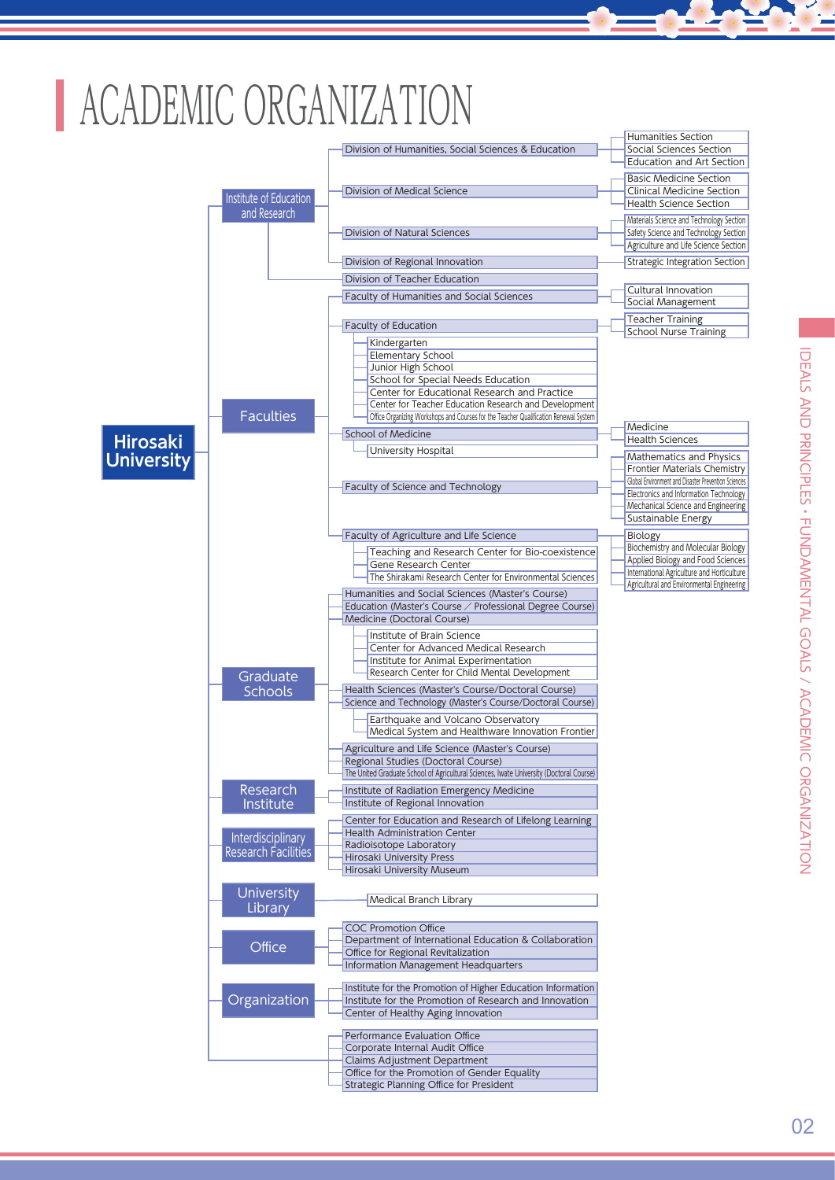# ACADEMIC ORGANIZATION

## Hirosaki University

- **Institute of Education and Research**
  - Division of Humanities, Social Sciences & Education
    - Humanities Section
    - Social Sciences Section
    - Education and Art Section
  - Division of Medical Science
    - Basic Medicine Section
    - Clinical Medicine Section
    - Health Science Section
  - Division of Natural Sciences
    - Materials Science and Technology Section
    - Safety Science and Technology Section
    - Agriculture and Life Science Section
  - Division of Regional Innovation
    - Strategic Integration Section
  - Division of Teacher Education

- **Faculties**
  - Faculty of Humanities and Social Sciences
    - Cultural Innovation
    - Social Management
  - Faculty of Education
    - Teacher Training
    - School Nurse Training
    - Kindergarten
    - Elementary School
    - Junior High School
    - School for Special Needs Education
    - Center for Educational Research and Practice
    - Center for Teacher Education Research and Development
    - Office Organizing Workshops and Courses for the Teacher Qualification Renewal System
  - School of Medicine
    - Medicine
    - Health Sciences
    - University Hospital
  - Faculty of Science and Technology
    - Mathematics and Physics
    - Frontier Materials Chemistry
    - Global Environment and Disaster Prevention Sciences
    - Electronics and Information Technology
    - Mechanical Science and Engineering
    - Sustainable Energy
  - Faculty of Agriculture and Life Science
    - Biology
    - Biochemistry and Molecular Biology
    - Applied Biology and Food Sciences
    - International Agriculture and Horticulture
    - Agricultural and Environmental Engineering
    - Teaching and Research Center for Bio-coexistence
    - Gene Research Center
    - The Shirakami Research Center for Environmental Sciences

- **Graduate Schools**
  - Humanities and Social Sciences (Master's Course)
  - Education (Master's Course／Professional Degree Course)
  - Medicine (Doctoral Course)
    - Institute of Brain Science
    - Center for Advanced Medical Research
    - Institute for Animal Experimentation
    - Research Center for Child Mental Development
  - Health Sciences (Master's Course/Doctoral Course)
  - Science and Technology (Master's Course/Doctoral Course)
    - Earthquake and Volcano Observatory
    - Medical System and Healthcare Innovation Frontier
  - Agriculture and Life Science (Master's Course)
  - Regional Studies (Doctoral Course)
  - The United Graduate School of Agricultural Sciences, Iwate University (Doctoral Course)

- **Research Institute**
  - Institute of Radiation Emergency Medicine
  - Institute of Regional Innovation

- **Interdisciplinary Research Facilities**
  - Center for Education and Research of Lifelong Learning
  - Health Administration Center
  - Radioisotope Laboratory
  - Hirosaki University Press
  - Hirosaki University Museum

- **University Library**
  - Medical Branch Library

- **Office**
  - COC Promotion Office
  - Department of International Education & Collaboration
  - Office for Regional Revitalization
  - Information Management Headquarters

- **Organization**
  - Institute for the Promotion of Higher Education Information
  - Institute for the Promotion of Research and Innovation
  - Center of Healthy Aging Innovation

- Performance Evaluation Office
- Corporate Internal Audit Office
- Claims Adjustment Department
- Office for the Promotion of Gender Equality
- Strategic Planning Office for President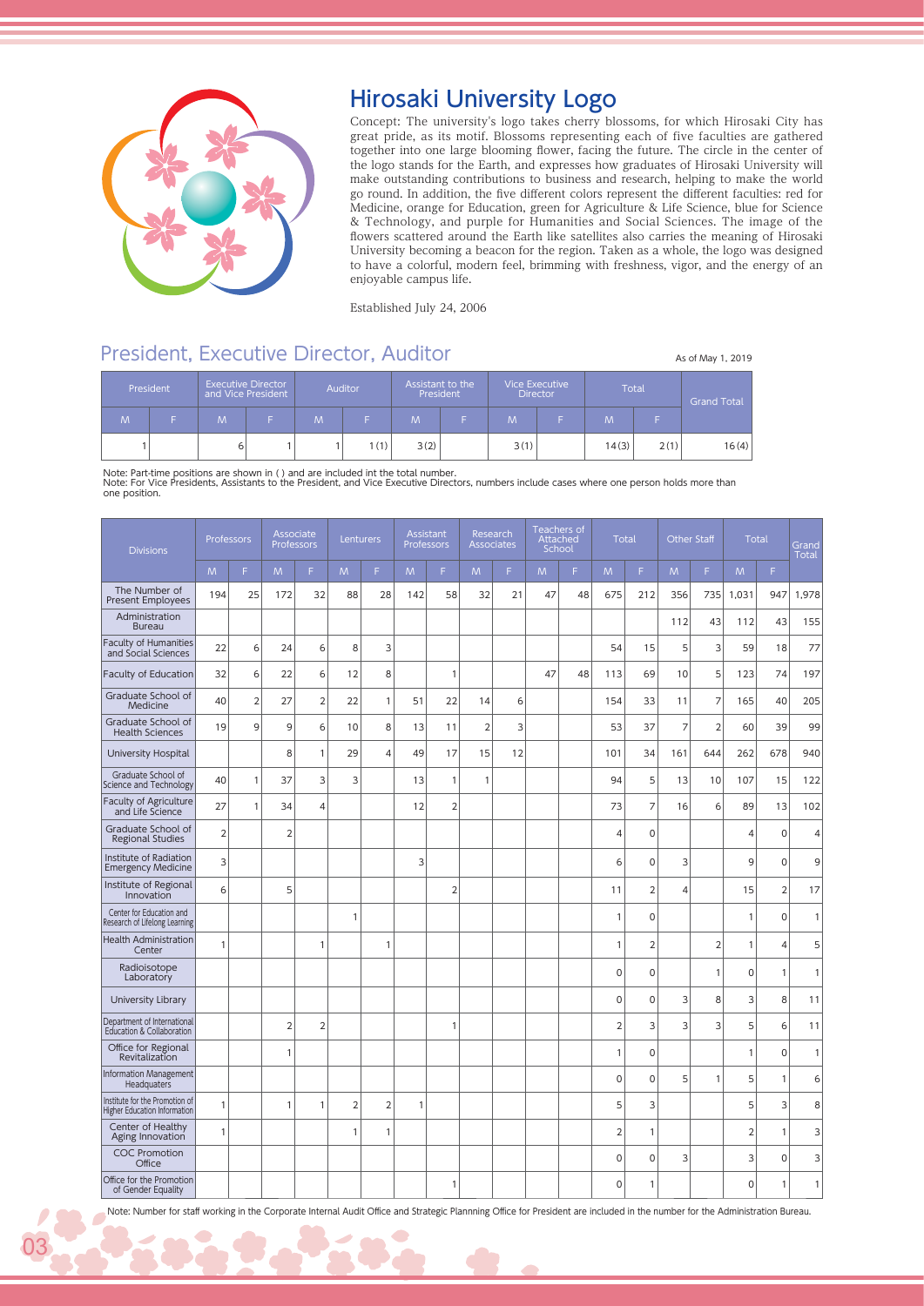# Hirosaki University Logo

Concept: The university's logo takes cherry blossoms, for which Hirosaki City has great pride, as its motif. Blossoms representing each of five faculties are gathered together into one large blooming flower, facing the future. The circle in the center of the logo stands for the Earth, and expresses how graduates of Hirosaki University will make outstanding contributions to business and research, helping to make the world go round. In addition, the five different colors represent the different faculties: red for Medicine, orange for Education, green for Agriculture & Life Science, blue for Science & Technology, and purple for Humanities and Social Sciences. The image of the flowers scattered around the Earth like satellites also carries the meaning of Hirosaki University becoming a beacon for the region. Taken as a whole, the logo was designed to have a colorful, modern feel, brimming with freshness, vigor, and the energy of an enjoyable campus life.

Established July 24, 2006

## President, Executive Director, Auditor

As of May 1, 2019

| President | | Executive Director and Vice President | | Auditor | | Assistant to the President | | Vice Executive Director | | Total | | Grand Total |
|---|---|---|---|---|---|---|---|---|---|---|---|---|
| M | F | M | F | M | F | M | F | M | F | M | F | |
| 1 | | 6 | 1 | 1 | 1(1) | 3(2) | | 3(1) | | 14(3) | 2(1) | 16(4) |

Note: Part-time positions are shown in ( ) and are included int the total number.
Note: For Vice Presidents, Assistants to the President, and Vice Executive Directors, numbers include cases where one person holds more than one position.

| Divisions | Professors | | Associate Professors | | Lenturers | | Assistant Professors | | Research Associates | | Teachers of Attached School | | Total | | Other Staff | | Total | | Grand Total |
|---|---|---|---|---|---|---|---|---|---|---|---|---|---|---|---|---|---|---|---|
| | M | F | M | F | M | F | M | F | M | F | M | F | M | F | M | F | M | F | |
| The Number of Present Employees | 194 | 25 | 172 | 32 | 88 | 28 | 142 | 58 | 32 | 21 | 47 | 48 | 675 | 212 | 356 | 735 | 1,031 | 947 | 1,978 |
| Administration Bureau | | | | | | | | | | | | | | | 112 | 43 | 112 | 43 | 155 |
| Faculty of Humanities and Social Sciences | 22 | 6 | 24 | 6 | 8 | 3 | | | | | | | 54 | 15 | 5 | 3 | 59 | 18 | 77 |
| Faculty of Education | 32 | 6 | 22 | 6 | 12 | 8 | | 1 | | | 47 | 48 | 113 | 69 | 10 | 5 | 123 | 74 | 197 |
| Graduate School of Medicine | 40 | 2 | 27 | 2 | 22 | 1 | 51 | 22 | 14 | 6 | | | 154 | 33 | 11 | 7 | 165 | 40 | 205 |
| Graduate School of Health Sciences | 19 | 9 | 9 | 6 | 10 | 8 | 13 | 11 | 2 | 3 | | | 53 | 37 | 7 | 2 | 60 | 39 | 99 |
| University Hospital | | | 8 | 1 | 29 | 4 | 49 | 17 | 15 | 12 | | | 101 | 34 | 161 | 644 | 262 | 678 | 940 |
| Graduate School of Science and Technology | 40 | 1 | 37 | 3 | 3 | | 13 | 1 | 1 | | | | 94 | 5 | 13 | 10 | 107 | 15 | 122 |
| Faculty of Agriculture and Life Science | 27 | 1 | 34 | 4 | | | 12 | 2 | | | | | 73 | 7 | 16 | 6 | 89 | 13 | 102 |
| Graduate School of Regional Studies | 2 | | 2 | | | | | | | | | | 4 | 0 | | | 4 | 0 | 4 |
| Institute of Radiation Emergency Medicine | 3 | | | | | | 3 | | | | | | 6 | 0 | 3 | | 9 | 0 | 9 |
| Institute of Regional Innovation | 6 | | 5 | | | | | 2 | | | | | 11 | 2 | 4 | | 15 | 2 | 17 |
| Center for Education and Research of Lifelong Learning | | | | | 1 | | | | | | | | 1 | 0 | | | 1 | 0 | 1 |
| Health Administration Center | 1 | | | 1 | | 1 | | | | | | | 1 | 2 | | 2 | 1 | 4 | 5 |
| Radioisotope Laboratory | | | | | | | | | | | | | 0 | 0 | | 1 | 0 | 1 | 1 |
| University Library | | | | | | | | | | | | | 0 | 0 | 3 | 8 | 3 | 8 | 11 |
| Department of International Education & Collaboration | | | 2 | 2 | | | | 1 | | | | | 2 | 3 | 3 | 3 | 5 | 6 | 11 |
| Office for Regional Revitalization | | | 1 | | | | | | | | | | 1 | 0 | | | 1 | 0 | 1 |
| Information Management Headquaters | | | | | | | | | | | | | 0 | 0 | 5 | 1 | 5 | 1 | 6 |
| Institute for the Promotion of Higher Education Information | 1 | | 1 | 1 | 2 | 2 | 1 | | | | | | 5 | 3 | | | 5 | 3 | 8 |
| Center of Healthy Aging Innovation | 1 | | | | 1 | 1 | | | | | | | 2 | 1 | | | 2 | 1 | 3 |
| COC Promotion Office | | | | | | | | | | | | | 0 | 0 | 3 | | 3 | 0 | 3 |
| Office for the Promotion of Gender Equality | | | | | | | | 1 | | | | | 0 | 1 | | | 0 | 1 | 1 |

Note: Number for staff working in the Corporate Internal Audit Office and Strategic Plannning Office for President are included in the number for the Administration Bureau.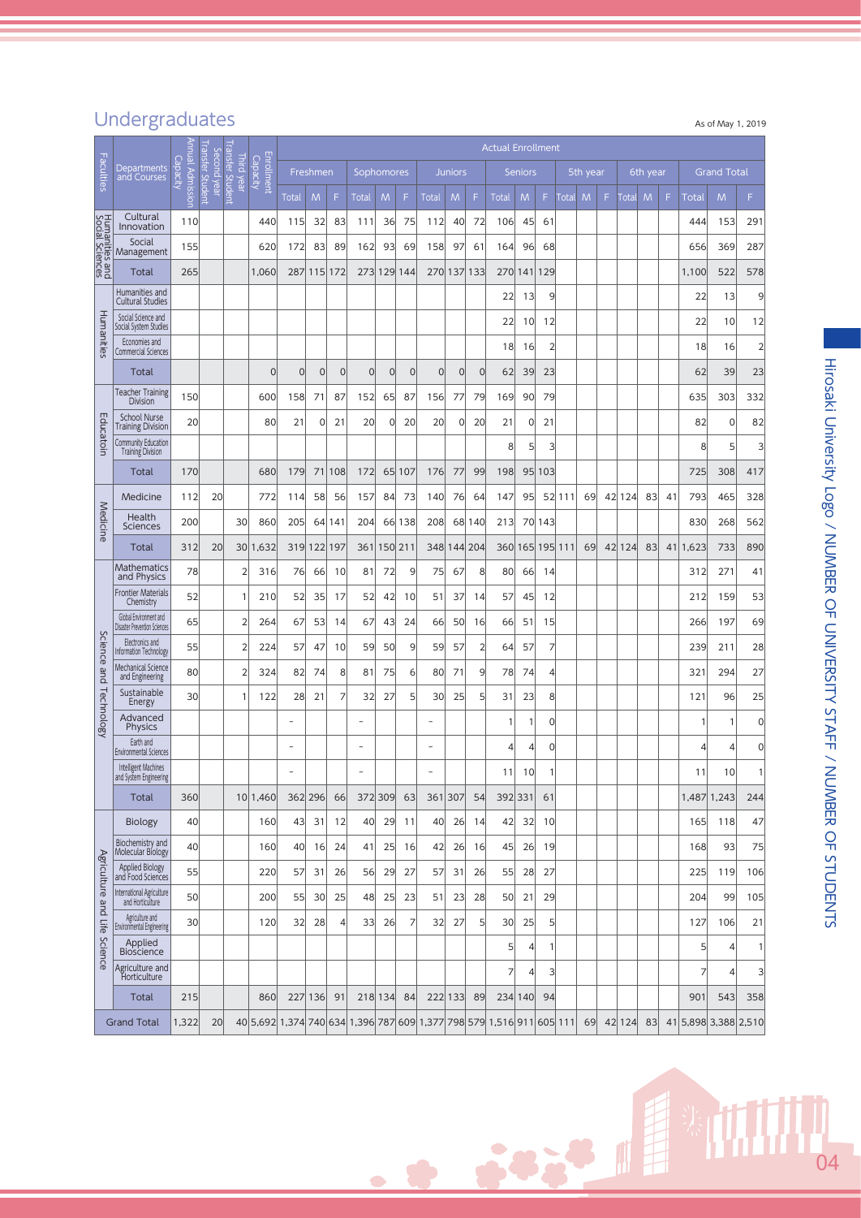## Undergraduates

As of May 1, 2019

| Faculties | Departments and Courses | Annual Admission Capacity | Second year Transfer Student | Third year Transfer Student | Enrollment Capacity | Actual Enrollment | | | | | | | | | | | | | | | | | | | | |
|---|---|---|---|---|---|---|---|---|---|---|---|---|---|---|---|---|---|---|---|---|---|---|---|---|---|---|
| | | | | | | Freshmen | | | Sophomores | | | Juniors | | | Seniors | | | 5th year | | | 6th year | | | Grand Total | | |
| | | | | | | Total | M | F | Total | M | F | Total | M | F | Total | M | F | Total | M | F | Total | M | F | Total | M | F |
| Humanities and Social Sciences | Cultural Innovation | 110 | | | 440 | 115 | 32 | 83 | 111 | 36 | 75 | 112 | 40 | 72 | 106 | 45 | 61 | | | | | | | 444 | 153 | 291 |
| | Social Management | 155 | | | 620 | 172 | 83 | 89 | 162 | 93 | 69 | 158 | 97 | 61 | 164 | 96 | 68 | | | | | | | 656 | 369 | 287 |
| | Total | 265 | | | 1,060 | 287 | 115 | 172 | 273 | 129 | 144 | 270 | 137 | 133 | 270 | 141 | 129 | | | | | | | 1,100 | 522 | 578 |
| Humanities | Humanities and Cultural Studies | | | | | | | | | | | | | | 22 | 13 | 9 | | | | | | | 22 | 13 | 9 |
| | Social Science and Social System Studies | | | | | | | | | | | | | | 22 | 10 | 12 | | | | | | | 22 | 10 | 12 |
| | Economies and Commercial Sciences | | | | | | | | | | | | | | 18 | 16 | 2 | | | | | | | 18 | 16 | 2 |
| | Total | | | | 0 | 0 | 0 | 0 | 0 | 0 | 0 | 0 | 0 | 0 | 62 | 39 | 23 | | | | | | | 62 | 39 | 23 |
| Educatoin | Teacher Training Division | 150 | | | 600 | 158 | 71 | 87 | 152 | 65 | 87 | 156 | 77 | 79 | 169 | 90 | 79 | | | | | | | 635 | 303 | 332 |
| | School Nurse Training Division | 20 | | | 80 | 21 | 0 | 21 | 20 | 0 | 20 | 20 | 0 | 20 | 21 | 0 | 21 | | | | | | | 82 | 0 | 82 |
| | Community Education Training Division | | | | | | | | | | | | | | 8 | 5 | 3 | | | | | | | 8 | 5 | 3 |
| | Total | 170 | | | 680 | 179 | 71 | 108 | 172 | 65 | 107 | 176 | 77 | 99 | 198 | 95 | 103 | | | | | | | 725 | 308 | 417 |
| Medicine | Medicine | 112 | 20 | | 772 | 114 | 58 | 56 | 157 | 84 | 73 | 140 | 76 | 64 | 147 | 95 | 52 | 111 | 69 | 42 | 124 | 83 | 41 | 793 | 465 | 328 |
| | Health Sciences | 200 | | 30 | 860 | 205 | 64 | 141 | 204 | 66 | 138 | 208 | 68 | 140 | 213 | 70 | 143 | | | | | | | 830 | 268 | 562 |
| | Total | 312 | 20 | 30 | 1,632 | 319 | 122 | 197 | 361 | 150 | 211 | 348 | 144 | 204 | 360 | 165 | 195 | 111 | 69 | 42 | 124 | 83 | 41 | 1,623 | 733 | 890 |
| Science and Technology | Mathematics and Physics | 78 | | 2 | 316 | 76 | 66 | 10 | 81 | 72 | 9 | 75 | 67 | 8 | 80 | 66 | 14 | | | | | | | 312 | 271 | 41 |
| | Frontier Materials Chemistry | 52 | | 1 | 210 | 52 | 35 | 17 | 52 | 42 | 10 | 51 | 37 | 14 | 57 | 45 | 12 | | | | | | | 212 | 159 | 53 |
| | Global Environment and Disaster Prevention Sciences | 65 | | 2 | 264 | 67 | 53 | 14 | 67 | 43 | 24 | 66 | 50 | 16 | 66 | 51 | 15 | | | | | | | 266 | 197 | 69 |
| | Electronics and Information Technology | 55 | | 2 | 224 | 57 | 47 | 10 | 59 | 50 | 9 | 59 | 57 | 2 | 64 | 57 | 7 | | | | | | | 239 | 211 | 28 |
| | Mechanical Science and Engineering | 80 | | 2 | 324 | 82 | 74 | 8 | 81 | 75 | 6 | 80 | 71 | 9 | 78 | 74 | 4 | | | | | | | 321 | 294 | 27 |
| | Sustainable Energy | 30 | | 1 | 122 | 28 | 21 | 7 | 32 | 27 | 5 | 30 | 25 | 5 | 31 | 23 | 8 | | | | | | | 121 | 96 | 25 |
| | Advanced Physics | | | | | - | | | - | | | - | | | 1 | 1 | 0 | | | | | | | 1 | 1 | 0 |
| | Earth and Environmental Sciences | | | | | - | | | - | | | - | | | 4 | 4 | 0 | | | | | | | 4 | 4 | 0 |
| | Intelligent Machines and System Engineering | | | | | - | | | - | | | - | | | 11 | 10 | 1 | | | | | | | 11 | 10 | 1 |
| | Total | 360 | | 10 | 1,460 | 362 | 296 | 66 | 372 | 309 | 63 | 361 | 307 | 54 | 392 | 331 | 61 | | | | | | | 1,487 | 1,243 | 244 |
| Agriculture and Life Science | Biology | 40 | | | 160 | 43 | 31 | 12 | 40 | 29 | 11 | 40 | 26 | 14 | 42 | 32 | 10 | | | | | | | 165 | 118 | 47 |
| | Biochemistry and Molecular Biology | 40 | | | 160 | 40 | 16 | 24 | 41 | 25 | 16 | 42 | 26 | 16 | 45 | 26 | 19 | | | | | | | 168 | 93 | 75 |
| | Applied Biology and Food Sciences | 55 | | | 220 | 57 | 31 | 26 | 56 | 29 | 27 | 57 | 31 | 26 | 55 | 28 | 27 | | | | | | | 225 | 119 | 106 |
| | International Agriculture and Horticulture | 50 | | | 200 | 55 | 30 | 25 | 48 | 25 | 23 | 51 | 23 | 28 | 50 | 21 | 29 | | | | | | | 204 | 99 | 105 |
| | Agriculture and Environmental Engineering | 30 | | | 120 | 32 | 28 | 4 | 33 | 26 | 7 | 32 | 27 | 5 | 30 | 25 | 5 | | | | | | | 127 | 106 | 21 |
| | Applied Bioscience | | | | | | | | | | | | | | 5 | 4 | 1 | | | | | | | 5 | 4 | 1 |
| | Agriculture and Horticulture | | | | | | | | | | | | | | 7 | 4 | 3 | | | | | | | 7 | 4 | 3 |
| | Total | 215 | | | 860 | 227 | 136 | 91 | 218 | 134 | 84 | 222 | 133 | 89 | 234 | 140 | 94 | | | | | | | 901 | 543 | 358 |
| Grand Total | | 1,322 | 20 | 40 | 5,692 | 1,374 | 740 | 634 | 1,396 | 787 | 609 | 1,377 | 798 | 579 | 1,516 | 911 | 605 | 111 | 69 | 42 | 124 | 83 | 41 | 5,898 | 3,388 | 2,510 |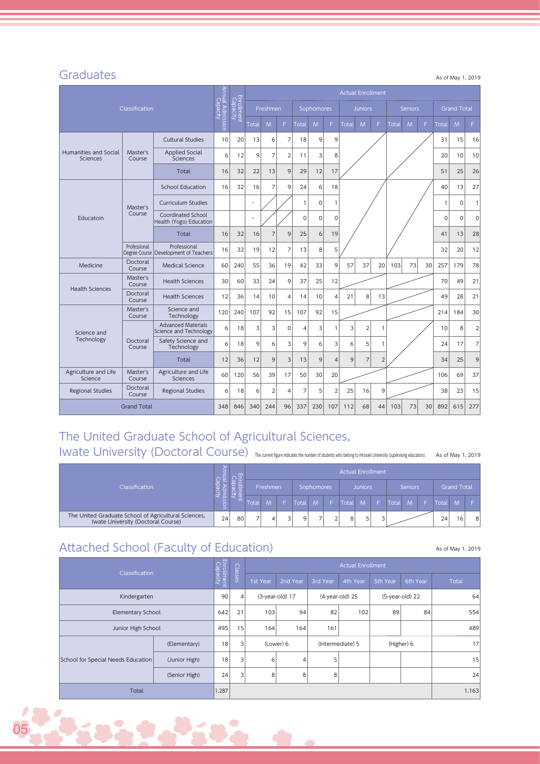## Graduates

As of May 1, 2019

| Classification | | | Annual Admission Capacity | Enrollment Capacity | Actual Enrollment | | | | | | | | | | | | | | |
|---|---|---|---|---|---|---|---|---|---|---|---|---|---|---|---|---|---|---|---|
| | | | | | Freshmen | | | Sophomores | | | Juniors | | | Seniors | | | Grand Total | | |
| | | | | | Total | M | F | Total | M | F | Total | M | F | Total | M | F | Total | M | F |
| Humanities and Social Sciences | Master's Course | Cultural Studies | 10 | 20 | 13 | 6 | 7 | 18 | 9 | 9 | | | | | | | 31 | 15 | 16 |
| | | Applied Social Sciences | 6 | 12 | 9 | 7 | 2 | 11 | 3 | 8 | | | | | | | 20 | 10 | 10 |
| | | Total | 16 | 32 | 22 | 13 | 9 | 29 | 12 | 17 | | | | | | | 51 | 25 | 26 |
| Educatoin | Master's Course | School Education | 16 | 32 | 16 | 7 | 9 | 24 | 6 | 18 | | | | | | | 40 | 13 | 27 |
| | | Curriculum Studies | | | - | | | 1 | 0 | 1 | | | | | | | 1 | 0 | 1 |
| | | Coordinated School Health (Yogo) Education | | | - | | | 0 | 0 | 0 | | | | | | | 0 | 0 | 0 |
| | | Total | 16 | 32 | 16 | 7 | 9 | 25 | 6 | 19 | | | | | | | 41 | 13 | 28 |
| | Professional Degree Course | Professional Development of Teachers | 16 | 32 | 19 | 12 | 7 | 13 | 8 | 5 | | | | | | | 32 | 20 | 12 |
| Medicine | Doctoral Course | Medical Science | 60 | 240 | 55 | 36 | 19 | 42 | 33 | 9 | 57 | 37 | 20 | 103 | 73 | 30 | 257 | 179 | 78 |
| Health Sciences | Master's Course | Health Sciences | 30 | 60 | 33 | 24 | 9 | 37 | 25 | 12 | | | | | | | 70 | 49 | 21 |
| | Doctoral Course | Health Sciences | 12 | 36 | 14 | 10 | 4 | 14 | 10 | 4 | 21 | 8 | 13 | | | | 49 | 28 | 21 |
| Science and Technology | Master's Course | Science and Technology | 120 | 240 | 107 | 92 | 15 | 107 | 92 | 15 | | | | | | | 214 | 184 | 30 |
| | Doctoral Course | Advanced Materials Science and Technology | 6 | 18 | 3 | 3 | 0 | 4 | 3 | 1 | 3 | 2 | 1 | | | | 10 | 8 | 2 |
| | | Safety Science and Technology | 6 | 18 | 9 | 6 | 3 | 9 | 6 | 3 | 6 | 5 | 1 | | | | 24 | 17 | 7 |
| | | Total | 12 | 36 | 12 | 9 | 3 | 13 | 9 | 4 | 9 | 7 | 2 | | | | 34 | 25 | 9 |
| Agriculture and Life Science | Master's Course | Agriculture and Life Sciences | 60 | 120 | 56 | 39 | 17 | 50 | 30 | 20 | | | | | | | 106 | 69 | 37 |
| Regional Studies | Doctoral Course | Regional Studies | 6 | 18 | 6 | 2 | 4 | 7 | 5 | 2 | 25 | 16 | 9 | | | | 38 | 23 | 15 |
| Grand Total | | | 348 | 846 | 340 | 244 | 96 | 337 | 230 | 107 | 112 | 68 | 44 | 103 | 73 | 30 | 892 | 615 | 277 |

## The United Graduate School of Agricultural Sciences, Iwate University (Doctoral Course)

The current figure indicates the number of students who belong to Hirosaki University (supervising educators).

As of May 1, 2019

| Classification | Annual Admission Capacity | Enrollment Capacity | Actual Enrollment | | | | | | | | | | | | | | |
|---|---|---|---|---|---|---|---|---|---|---|---|---|---|---|---|---|---|
| | | | Freshmen | | | Sophomores | | | Juniors | | | Seniors | | | Grand Total | | |
| | | | Total | M | F | Total | M | F | Total | M | F | Total | M | F | Total | M | F |
| The United Graduate School of Agricultural Sciences, Iwate University (Doctoral Course) | 24 | 80 | 7 | 4 | 3 | 9 | 7 | 2 | 8 | 5 | 3 | | | | 24 | 16 | 8 |

## Attached School (Faculty of Education)

As of May 1, 2019

| Classification | | Enrollment Capacity | Classes | Actual Enrollment | | | | | | |
|---|---|---|---|---|---|---|---|---|---|---|
| | | | | 1st Year | 2nd Year | 3rd Year | 4th Year | 5th Year | 6th Year | Total |
| Kindergarten | | 90 | 4 | (3-year-old) 17 | | (4-year-old) 25 | | (5-year-old) 22 | | 64 |
| Elementary School | | 642 | 21 | 103 | 94 | 82 | 102 | 89 | 84 | 554 |
| Junior High School | | 495 | 15 | 164 | 164 | 161 | | | | 489 |
| School for Special Needs Education | (Elementary) | 18 | 3 | (Lower) 6 | | (Intermediate) 5 | | (Higher) 6 | | 17 |
| | (Junior High) | 18 | 3 | 6 | 4 | 5 | | | | 15 |
| | (Senior High) | 24 | 3 | 8 | 8 | 8 | | | | 24 |
| Total | | 1,287 | | | | | | | | 1,163 |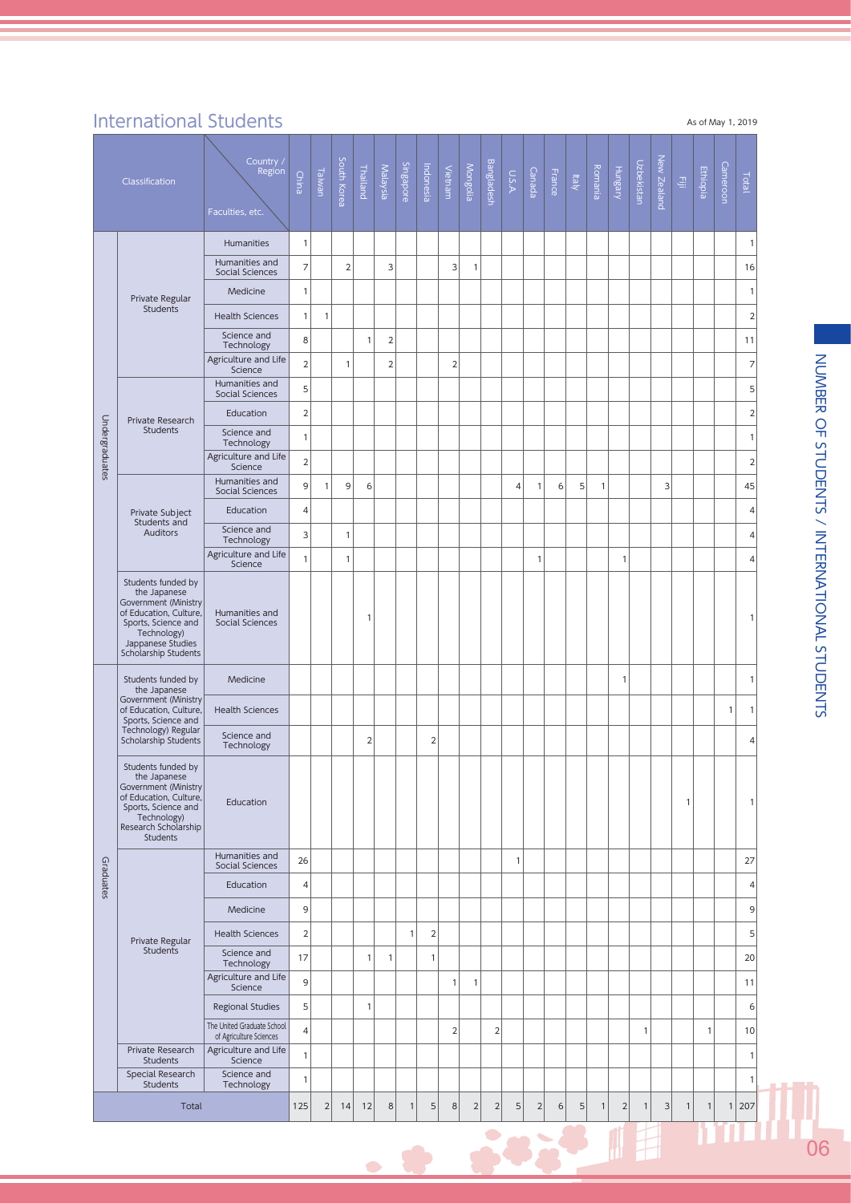## International Students

As of May 1, 2019

| Classification | | Faculties, etc. | China | Taiwan | South Korea | Thailand | Malaysia | Singapore | Indonesia | Vietnam | Mongolia | Bangladesh | U.S.A. | Canada | France | Italy | Romania | Hungary | Uzbekistan | New Zealand | Fiji | Ethiopia | Cameroon | Total |
|---|---|---|---|---|---|---|---|---|---|---|---|---|---|---|---|---|---|---|---|---|---|---|---|---|
| Undergraduates | Private Regular Students | Humanities | 1 | | | | | | | | | | | | | | | | | | | | | 1 |
| | | Humanities and Social Sciences | 7 | | 2 | | 3 | | | 3 | 1 | | | | | | | | | | | | | 16 |
| | | Medicine | 1 | | | | | | | | | | | | | | | | | | | | | 1 |
| | | Health Sciences | 1 | 1 | | | | | | | | | | | | | | | | | | | | 2 |
| | | Science and Technology | 8 | | | 1 | 2 | | | | | | | | | | | | | | | | | 11 |
| | | Agriculture and Life Science | 2 | | 1 | | 2 | | | 2 | | | | | | | | | | | | | | 7 |
| | Private Research Students | Humanities and Social Sciences | 5 | | | | | | | | | | | | | | | | | | | | | 5 |
| | | Education | 2 | | | | | | | | | | | | | | | | | | | | | 2 |
| | | Science and Technology | 1 | | | | | | | | | | | | | | | | | | | | | 1 |
| | | Agriculture and Life Science | 2 | | | | | | | | | | | | | | | | | | | | | 2 |
| | Private Subject Students and Auditors | Humanities and Social Sciences | 9 | 1 | 9 | 6 | | | | | | | 4 | 1 | 6 | 5 | 1 | | | 3 | | | | 45 |
| | | Education | 4 | | | | | | | | | | | | | | | | | | | | | 4 |
| | | Science and Technology | 3 | | 1 | | | | | | | | | | | | | | | | | | | 4 |
| | | Agriculture and Life Science | 1 | | 1 | | | | | | | | | 1 | | | | 1 | | | | | | 4 |
| | Students funded by the Japanese Government (Ministry of Education, Culture, Sports, Science and Technology) Jappanese Studies Scholarship Students | Humanities and Social Sciences | | | | 1 | | | | | | | | | | | | | | | | | | 1 |
| Graduates | Students funded by the Japanese Government (Ministry of Education, Culture, Sports, Science and Technology) Regular Scholarship Students | Medicine | | | | | | | | | | | | | | | | 1 | | | | | | 1 |
| | | Health Sciences | | | | | | | | | | | | | | | | | | | | | 1 | 1 |
| | | Science and Technology | | | | 2 | | | 2 | | | | | | | | | | | | | | | 4 |
| | Students funded by the Japanese Government (Ministry of Education, Culture, Sports, Science and Technology) Research Scholarship Students | Education | | | | | | | | | | | | | | | | | | | 1 | | | 1 |
| | Private Regular Students | Humanities and Social Sciences | 26 | | | | | | | | | | 1 | | | | | | | | | | | 27 |
| | | Education | 4 | | | | | | | | | | | | | | | | | | | | | 4 |
| | | Medicine | 9 | | | | | | | | | | | | | | | | | | | | | 9 |
| | | Health Sciences | 2 | | | | | 1 | 2 | | | | | | | | | | | | | | | 5 |
| | | Science and Technology | 17 | | | 1 | 1 | | 1 | | | | | | | | | | | | | | | 20 |
| | | Agriculture and Life Science | 9 | | | | | | | 1 | 1 | | | | | | | | | | | | | 11 |
| | | Regional Studies | 5 | | | 1 | | | | | | | | | | | | | | | | | | 6 |
| | | The United Graduate School of Agriculture Sciences | 4 | | | | | | | 2 | | 2 | | | | | | | 1 | | | 1 | | 10 |
| | Private Research Students | Agriculture and Life Science | 1 | | | | | | | | | | | | | | | | | | | | | 1 |
| | Special Research Students | Science and Technology | 1 | | | | | | | | | | | | | | | | | | | | | 1 |
| Total | | | 125 | 2 | 14 | 12 | 8 | 1 | 5 | 8 | 2 | 2 | 5 | 2 | 6 | 5 | 1 | 2 | 1 | 3 | 1 | 1 | 1 | 207 |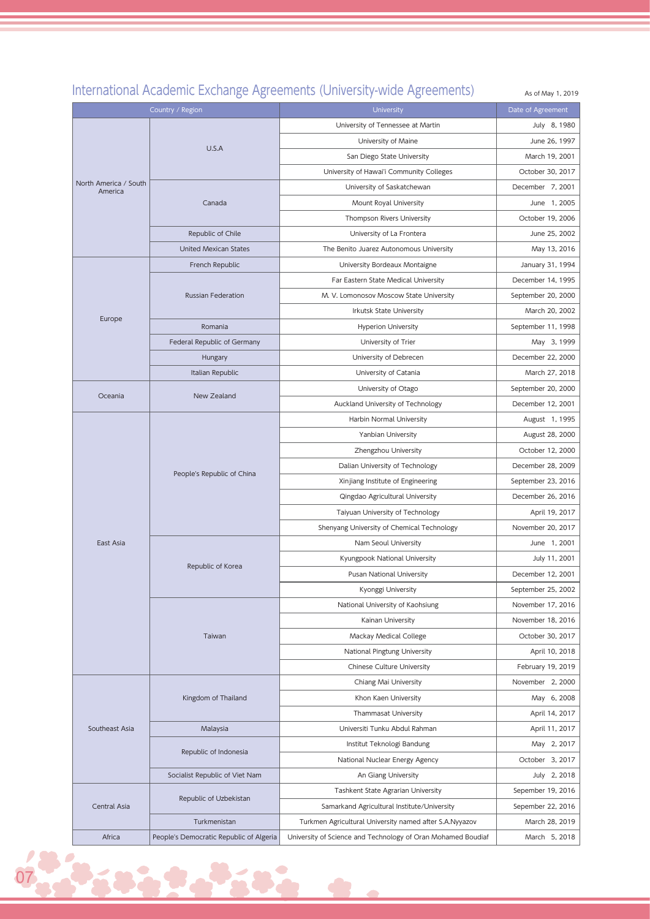## International Academic Exchange Agreements (University-wide Agreements)

As of May 1, 2019

| Country / Region | | University | Date of Agreement |
|---|---|---|---|
| North America / South America | U.S.A | University of Tennessee at Martin | July 8, 1980 |
| | | University of Maine | June 26, 1997 |
| | | San Diego State University | March 19, 2001 |
| | | University of Hawai'i Community Colleges | October 30, 2017 |
| | Canada | University of Saskatchewan | December 7, 2001 |
| | | Mount Royal University | June 1, 2005 |
| | | Thompson Rivers University | October 19, 2006 |
| | Republic of Chile | University of La Frontera | June 25, 2002 |
| | United Mexican States | The Benito Juarez Autonomous University | May 13, 2016 |
| Europe | French Republic | University Bordeaux Montaigne | January 31, 1994 |
| | Russian Federation | Far Eastern State Medical University | December 14, 1995 |
| | | M. V. Lomonosov Moscow State University | September 20, 2000 |
| | | Irkutsk State University | March 20, 2002 |
| | Romania | Hyperion University | September 11, 1998 |
| | Federal Republic of Germany | University of Trier | May 3, 1999 |
| | Hungary | University of Debrecen | December 22, 2000 |
| | Italian Republic | University of Catania | March 27, 2018 |
| Oceania | New Zealand | University of Otago | September 20, 2000 |
| | | Auckland University of Technology | December 12, 2001 |
| East Asia | People's Republic of China | Harbin Normal University | August 1, 1995 |
| | | Yanbian University | August 28, 2000 |
| | | Zhengzhou University | October 12, 2000 |
| | | Dalian University of Technology | December 28, 2009 |
| | | Xinjiang Institute of Engineering | September 23, 2016 |
| | | Qingdao Agricultural University | December 26, 2016 |
| | | Taiyuan University of Technology | April 19, 2017 |
| | | Shenyang University of Chemical Technology | November 20, 2017 |
| | Republic of Korea | Nam Seoul University | June 1, 2001 |
| | | Kyungpook National University | July 11, 2001 |
| | | Pusan National University | December 12, 2001 |
| | | Kyonggi University | September 25, 2002 |
| | Taiwan | National University of Kaohsiung | November 17, 2016 |
| | | Kainan University | November 18, 2016 |
| | | Mackay Medical College | October 30, 2017 |
| | | National Pingtung University | April 10, 2018 |
| | | Chinese Culture University | February 19, 2019 |
| Southeast Asia | Kingdom of Thailand | Chiang Mai University | November 2, 2000 |
| | | Khon Kaen University | May 6, 2008 |
| | | Thammasat University | April 14, 2017 |
| | Malaysia | Universiti Tunku Abdul Rahman | April 11, 2017 |
| | Republic of Indonesia | Institut Teknologi Bandung | May 2, 2017 |
| | | National Nuclear Energy Agency | October 3, 2017 |
| | Socialist Republic of Viet Nam | An Giang University | July 2, 2018 |
| Central Asia | Republic of Uzbekistan | Tashkent State Agrarian University | Sepember 19, 2016 |
| | | Samarkand Agricultural Institute/University | Sepember 22, 2016 |
| | Turkmenistan | Turkmen Agricultural University named after S.A.Nyyazov | March 28, 2019 |
| Africa | People's Democratic Republic of Algeria | University of Science and Technology of Oran Mohamed Boudiaf | March 5, 2018 |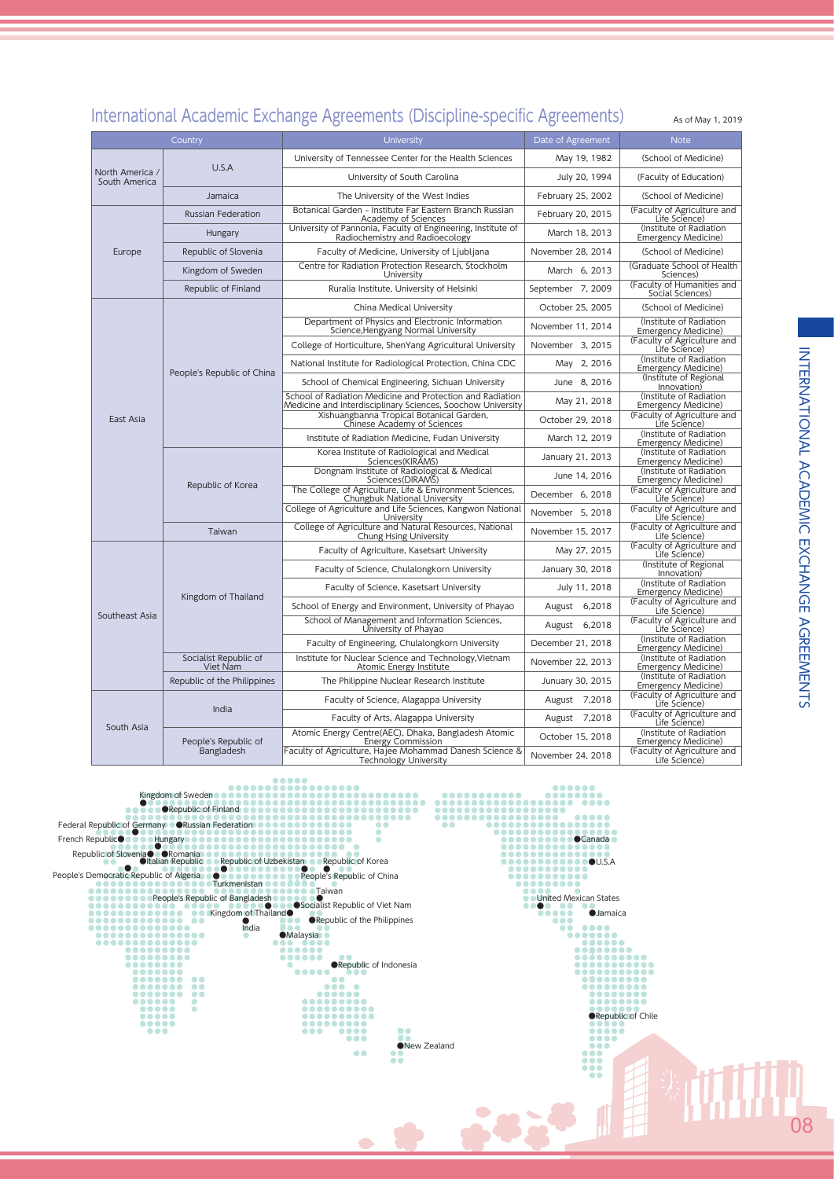## International Academic Exchange Agreements (Discipline-specific Agreements)

As of May 1, 2019

| Country | | University | Date of Agreement | Note |
|---|---|---|---|---|
| North America / South America | U.S.A | University of Tennessee Center for the Health Sciences | May 19, 1982 | (School of Medicine) |
| | | University of South Carolina | July 20, 1994 | (Faculty of Education) |
| | Jamaica | The University of the West Indies | February 25, 2002 | (School of Medicine) |
| Europe | Russian Federation | Botanical Garden - Institute Far Eastern Branch Russian Academy of Sciences | February 20, 2015 | (Faculty of Agriculture and Life Science) |
| | Hungary | University of Pannonia, Faculty of Engineering, Institute of Radiochemistry and Radioecology | March 18, 2013 | (Institute of Radiation Emergency Medicine) |
| | Republic of Slovenia | Faculty of Medicine, University of Ljubljana | November 28, 2014 | (School of Medicine) |
| | Kingdom of Sweden | Centre for Radiation Protection Research, Stockholm University | March 6, 2013 | (Graduate School of Health Sciences) |
| | Republic of Finland | Ruralia Institute, University of Helsinki | September 7, 2009 | (Faculty of Humanities and Social Sciences) |
| East Asia | People's Republic of China | China Medical University | October 25, 2005 | (School of Medicine) |
| | | Department of Physics and Electronic Information Science,Hengyang Normal University | November 11, 2014 | (Institute of Radiation Emergency Medicine) |
| | | College of Horticulture, ShenYang Agricultural University | November 3, 2015 | (Faculty of Agriculture and Life Science) |
| | | National Institute for Radiological Protection, China CDC | May 2, 2016 | (Institute of Radiation Emergency Medicine) |
| | | School of Chemical Engineering, Sichuan University | June 8, 2016 | (Institute of Regional Innovation) |
| | | School of Radiation Medicine and Protection and Radiation Medicine and Interdisciplinary Sciences, Soochow University | May 21, 2018 | (Institute of Radiation Emergency Medicine) |
| | | Xishuangbanna Tropical Botanical Garden, Chinese Academy of Sciences | October 29, 2018 | (Faculty of Agriculture and Life Science) |
| | | Institute of Radiation Medicine, Fudan University | March 12, 2019 | (Institute of Radiation Emergency Medicine) |
| | Republic of Korea | Korea Institute of Radiological and Medical Sciences(KIRAMS) | January 21, 2013 | (Institute of Radiation Emergency Medicine) |
| | | Dongnam Institute of Radiological & Medical Sciences(DIRAMS) | June 14, 2016 | (Institute of Radiation Emergency Medicine) |
| | | The College of Agriculture, Life & Environment Sciences, Chungbuk National University | December 6, 2018 | (Faculty of Agriculture and Life Science) |
| | | College of Agriculture and Life Sciences, Kangwon National University | November 5, 2018 | (Faculty of Agriculture and Life Science) |
| | Taiwan | College of Agriculture and Natural Resources, National Chung Hsing University | November 15, 2017 | (Faculty of Agriculture and Life Science) |
| Southeast Asia | Kingdom of Thailand | Faculty of Agriculture, Kasetsart University | May 27, 2015 | (Faculty of Agriculture and Life Science) |
| | | Faculty of Science, Chulalongkorn University | January 30, 2018 | (Institute of Regional Innovation) |
| | | Faculty of Science, Kasetsart University | July 11, 2018 | (Institute of Radiation Emergency Medicine) |
| | | School of Energy and Environment, University of Phayao | August 6,2018 | (Faculty of Agriculture and Life Science) |
| | | School of Management and Information Sciences, University of Phayao | August 6,2018 | (Faculty of Agriculture and Life Science) |
| | | Faculty of Engineering, Chulalongkorn University | December 21, 2018 | (Institute of Radiation Emergency Medicine) |
| | Socialist Republic of Viet Nam | Institute for Nuclear Science and Technology,Vietnam Atomic Energy Institute | November 22, 2013 | (Institute of Radiation Emergency Medicine) |
| | Republic of the Philippines | The Philippine Nuclear Research Institute | January 30, 2015 | (Institute of Radiation Emergency Medicine) |
| South Asia | India | Faculty of Science, Alagappa University | August 7,2018 | (Faculty of Agriculture and Life Science) |
| | | Faculty of Arts, Alagappa University | August 7,2018 | (Faculty of Agriculture and Life Science) |
| | People's Republic of Bangladesh | Atomic Energy Centre(AEC), Dhaka, Bangladesh Atomic Energy Commission | October 15, 2018 | (Institute of Radiation Emergency Medicine) |
| | | Faculty of Agriculture, Hajee Mohammad Danesh Science & Technology University | November 24, 2018 | (Faculty of Agriculture and Life Science) |

Kingdom of Sweden, Republic of Finland, Federal Republic of Germany, Russian Federation, French Republic, Hungary, Republic of Slovenia, Romania, Italian Republic, Republic of Uzbekistan, Republic of Korea, People's Democratic Republic of Algeria, Turkmenistan, People's Republic of China, Taiwan, People's Republic of Bangladesh, Socialist Republic of Viet Nam, Kingdom of Thailand, Republic of the Philippines, India, Malaysia, Republic of Indonesia, New Zealand, Canada, U.S.A, United Mexican States, Jamaica, Republic of Chile

INTERNATIONAL ACADEMIC EXCHANGE AGREEMENTS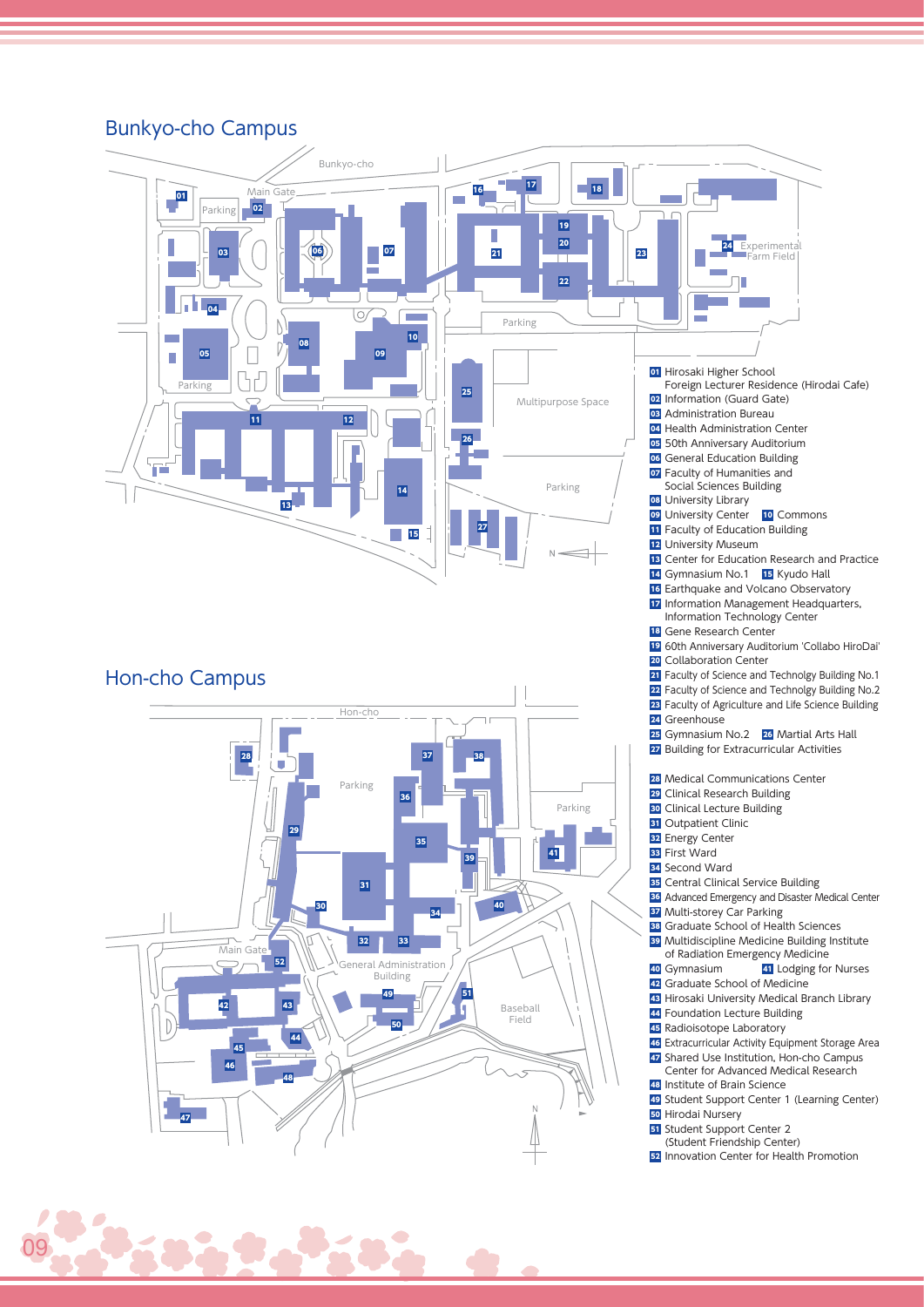## Bunkyo-cho Campus

01 Hirosaki Higher School Foreign Lecturer Residence (Hirodai Cafe)
02 Information (Guard Gate)
03 Administration Bureau
04 Health Administration Center
05 50th Anniversary Auditorium
06 General Education Building
07 Faculty of Humanities and Social Sciences Building
08 University Library
09 University Center
10 Commons
11 Faculty of Education Building
12 University Museum
13 Center for Education Research and Practice
14 Gymnasium No.1
15 Kyudo Hall
16 Earthquake and Volcano Observatory
17 Information Management Headquarters, Information Technology Center
18 Gene Research Center
19 60th Anniversary Auditorium 'Collabo HiroDai'
20 Collaboration Center
21 Faculty of Science and Technolgy Building No.1
22 Faculty of Science and Technology Building No.2
23 Faculty of Agriculture and Life Science Building
24 Greenhouse
25 Gymnasium No.2
26 Martial Arts Hall
27 Building for Extracurricular Activities

## Hon-cho Campus

28 Medical Communications Center
29 Clinical Research Building
30 Clinical Lecture Building
31 Outpatient Clinic
32 Energy Center
33 First Ward
34 Second Ward
35 Central Clinical Service Building
36 Advanced Emergency and Disaster Medical Center
37 Multi-storey Car Parking
38 Graduate School of Health Sciences
39 Multidiscipline Medicine Building Institute of Radiation Emergency Medicine
40 Gymnasium
41 Lodging for Nurses
42 Graduate School of Medicine
43 Hirosaki University Medical Branch Library
44 Foundation Lecture Building
45 Radioisotope Laboratory
46 Extracurricular Activity Equipment Storage Area
47 Shared Use Institution, Hon-cho Campus Center for Advanced Medical Research
48 Institute of Brain Science
49 Student Support Center 1 (Learning Center)
50 Hirodai Nursery
51 Student Support Center 2 (Student Friendship Center)
52 Innovation Center for Health Promotion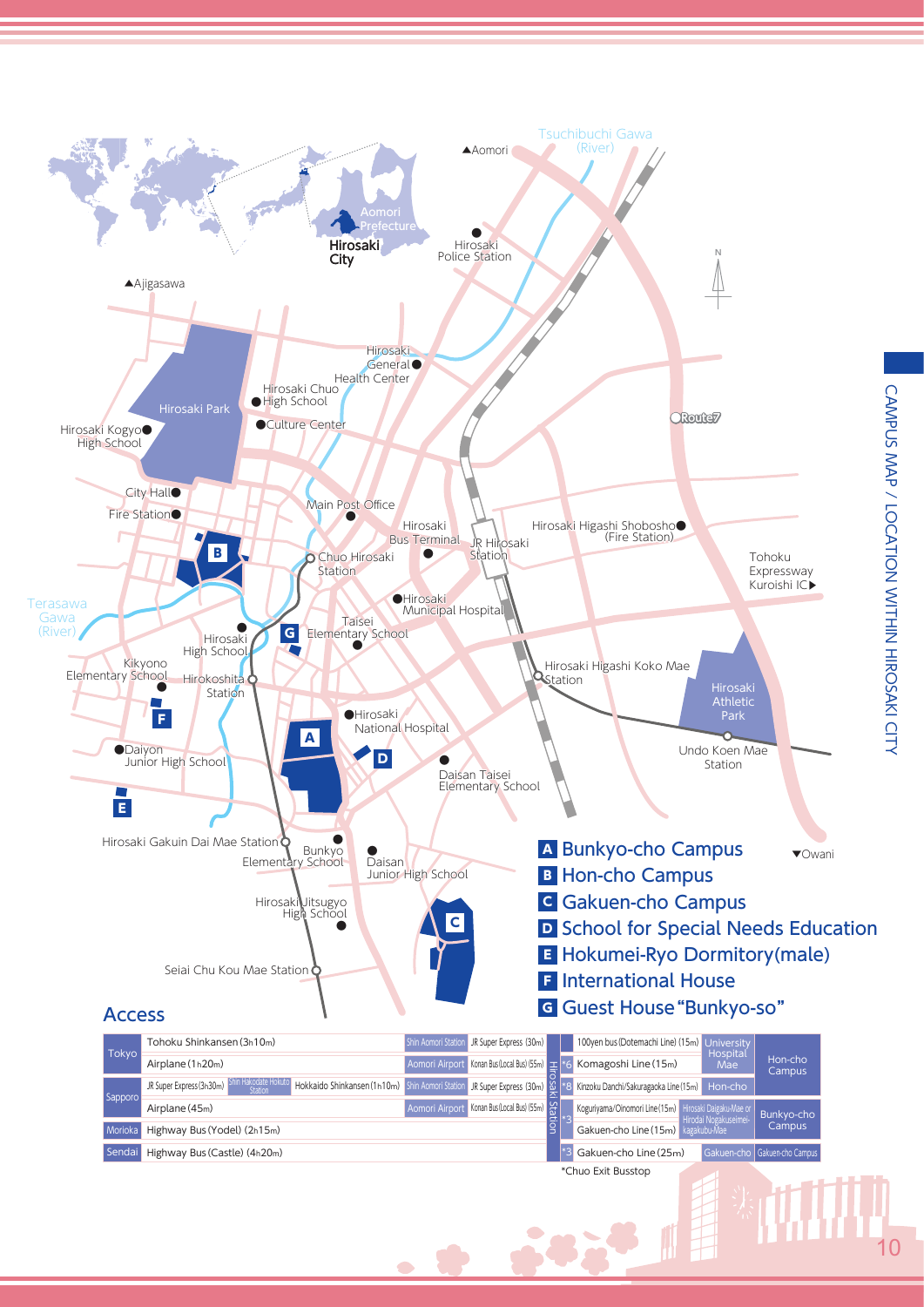# CAMPUS MAP / LOCATION WITHIN HIROSAKI CITY

- **A** Bunkyo-cho Campus
- **B** Hon-cho Campus
- **C** Gakuen-cho Campus
- **D** School for Special Needs Education
- **E** Hokumei-Ryo Dormitory(male)
- **F** International House
- **G** Guest House "Bunkyo-so"

## Access

| From | Route to Hirosaki Station | | | | | Hirosaki Station | From Hirosaki Station | Stop | Campus |
|---|---|---|---|---|---|---|---|---|---|
| Tokyo | Tohoku Shinkansen (3h10m) | | | Shin Aomori Station | JR Super Express (30m) | Hirosaki Station | 100yen bus (Dotemachi Line) (15m) | University Hospital Mae | Hon-cho Campus |
| Tokyo | Airplane (1h20m) | | | Aomori Airport | Konan Bus(Local Bus) (55m) | Hirosaki Station | *6 Komagoshi Line (15m) | University Hospital Mae | Hon-cho Campus |
| Sapporo | JR Super Express (3h30m) | Shin Hakodate Hokuto Station | Hokkaido Shinkansen (1h10m) | Shin Aomori Station | JR Super Express (30m) | Hirosaki Station | *8 Kinzoku Danchi/Sakuragaoka Line (15m) | Hon-cho | Hon-cho Campus |
| Sapporo | Airplane (45m) | | | Aomori Airport | Konan Bus(Local Bus) (55m) | Hirosaki Station | *3 Koguriyama/Oinomori Line (15m) | Hirosaki Daigaku-Mae or Hirodai Nogakuseimei-kagakubu-Mae | Bunkyo-cho Campus |
| Morioka | Highway Bus (Yodel) (2h15m) | | | | | Hirosaki Station | *3 Gakuen-cho Line (15m) | Hirosaki Daigaku-Mae or Hirodai Nogakuseimei-kagakubu-Mae | Bunkyo-cho Campus |
| Sendai | Highway Bus (Castle) (4h20m) | | | | | Hirosaki Station | *3 Gakuen-cho Line (25m) | Gakuen-cho | Gakuen-cho Campus |

*Chuo Exit Busstop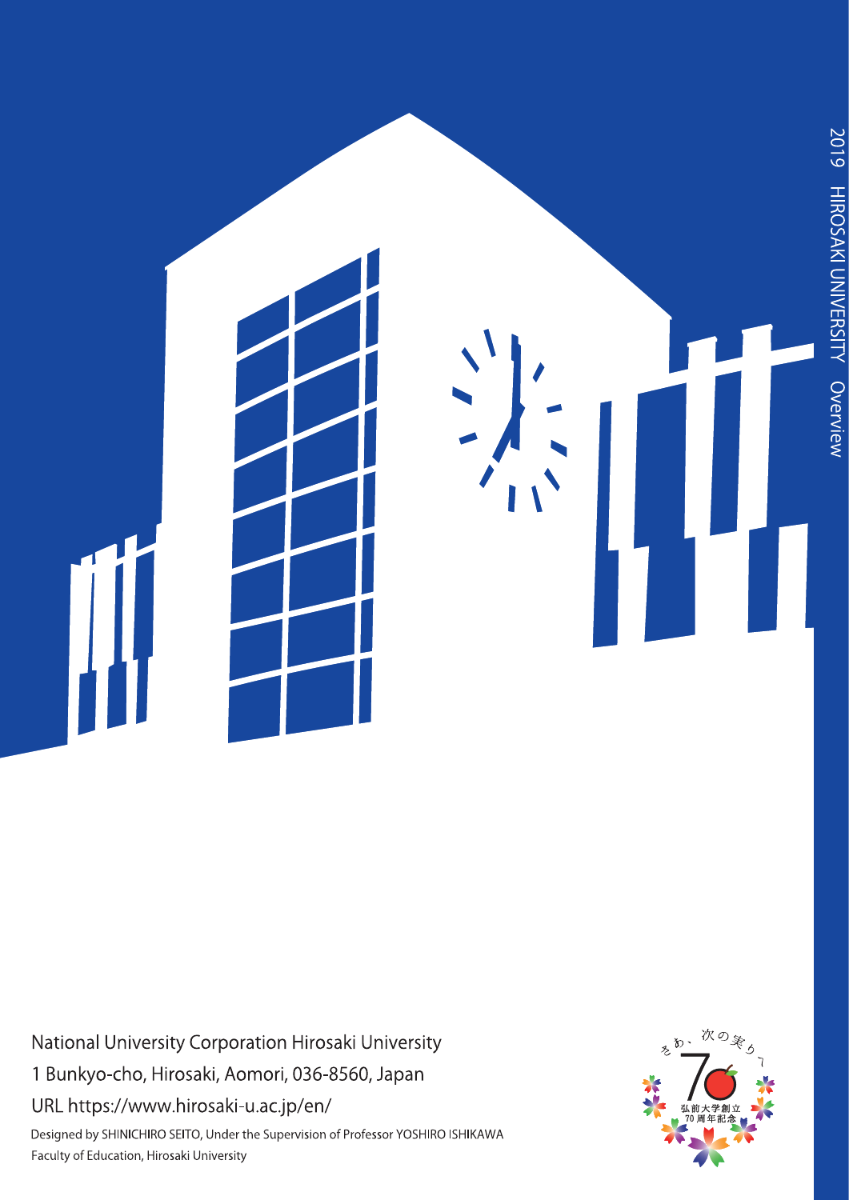2019 HIROSAKI UNIVERSITY Overview

National University Corporation Hirosaki University

1 Bunkyo-cho, Hirosaki, Aomori, 036-8560, Japan

URL https://www.hirosaki-u.ac.jp/en/

Designed by SHINICHIRO SEITO, Under the Supervision of Professor YOSHIRO ISHIKAWA

Faculty of Education, Hirosaki University

さあ、次の実りへ

70

弘前大学創立70周年記念